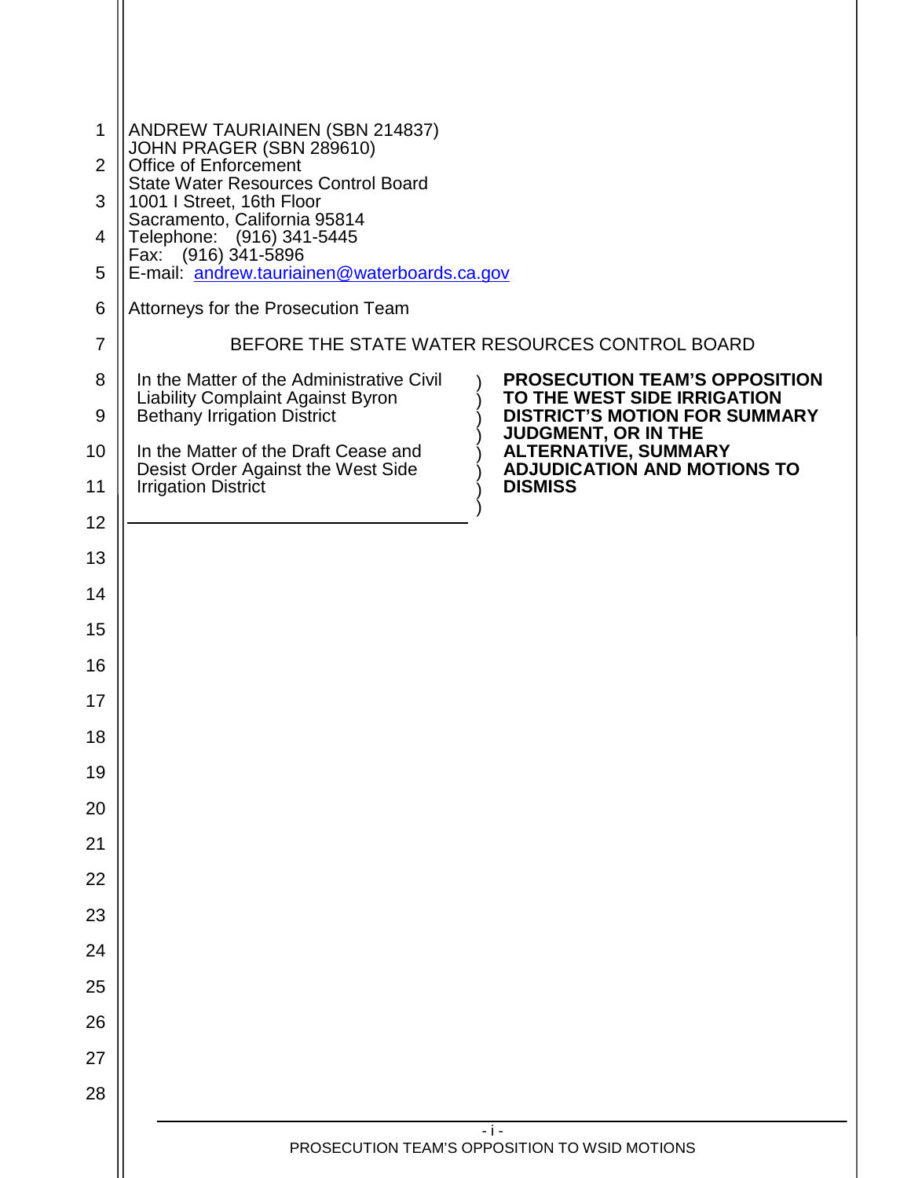ANDREW TAURIAINEN (SBN 214837)
JOHN PRAGER (SBN 289610)
Office of Enforcement
State Water Resources Control Board
1001 I Street, 16th Floor
Sacramento, California 95814
Telephone: (916) 341-5445
Fax: (916) 341-5896
E-mail: andrew.tauriainen@waterboards.ca.gov

Attorneys for the Prosecution Team

BEFORE THE STATE WATER RESOURCES CONTROL BOARD

| | |
|---|---|
| In the Matter of the Administrative Civil Liability Complaint Against Byron Bethany Irrigation District<br><br>In the Matter of the Draft Cease and Desist Order Against the West Side Irrigation District | **PROSECUTION TEAM'S OPPOSITION TO THE WEST SIDE IRRIGATION DISTRICT'S MOTION FOR SUMMARY JUDGMENT, OR IN THE ALTERNATIVE, SUMMARY ADJUDICATION AND MOTIONS TO DISMISS** |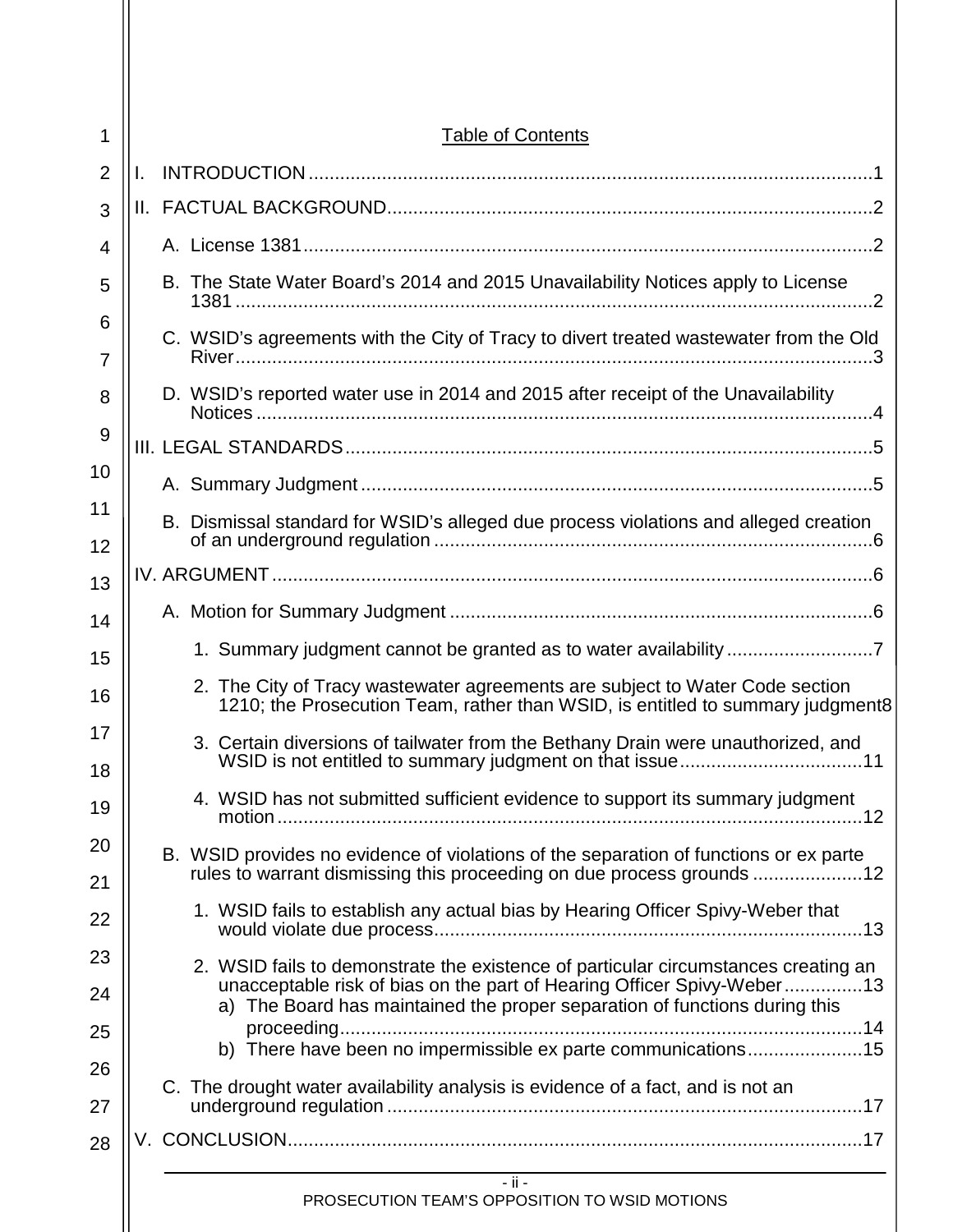# Table of Contents

I. INTRODUCTION .......... 1

II. FACTUAL BACKGROUND .......... 2

A. License 1381 .......... 2

B. The State Water Board's 2014 and 2015 Unavailability Notices apply to License 1381 .......... 2

C. WSID's agreements with the City of Tracy to divert treated wastewater from the Old River .......... 3

D. WSID's reported water use in 2014 and 2015 after receipt of the Unavailability Notices .......... 4

III. LEGAL STANDARDS .......... 5

A. Summary Judgment .......... 5

B. Dismissal standard for WSID's alleged due process violations and alleged creation of an underground regulation .......... 6

IV. ARGUMENT .......... 6

A. Motion for Summary Judgment .......... 6

1. Summary judgment cannot be granted as to water availability .......... 7

2. The City of Tracy wastewater agreements are subject to Water Code section 1210; the Prosecution Team, rather than WSID, is entitled to summary judgment .......... 8

3. Certain diversions of tailwater from the Bethany Drain were unauthorized, and WSID is not entitled to summary judgment on that issue .......... 11

4. WSID has not submitted sufficient evidence to support its summary judgment motion .......... 12

B. WSID provides no evidence of violations of the separation of functions or ex parte rules to warrant dismissing this proceeding on due process grounds .......... 12

1. WSID fails to establish any actual bias by Hearing Officer Spivy-Weber that would violate due process .......... 13

2. WSID fails to demonstrate the existence of particular circumstances creating an unacceptable risk of bias on the part of Hearing Officer Spivy-Weber .......... 13

a) The Board has maintained the proper separation of functions during this proceeding .......... 14

b) There have been no impermissible ex parte communications .......... 15

C. The drought water availability analysis is evidence of a fact, and is not an underground regulation .......... 17

V. CONCLUSION .......... 17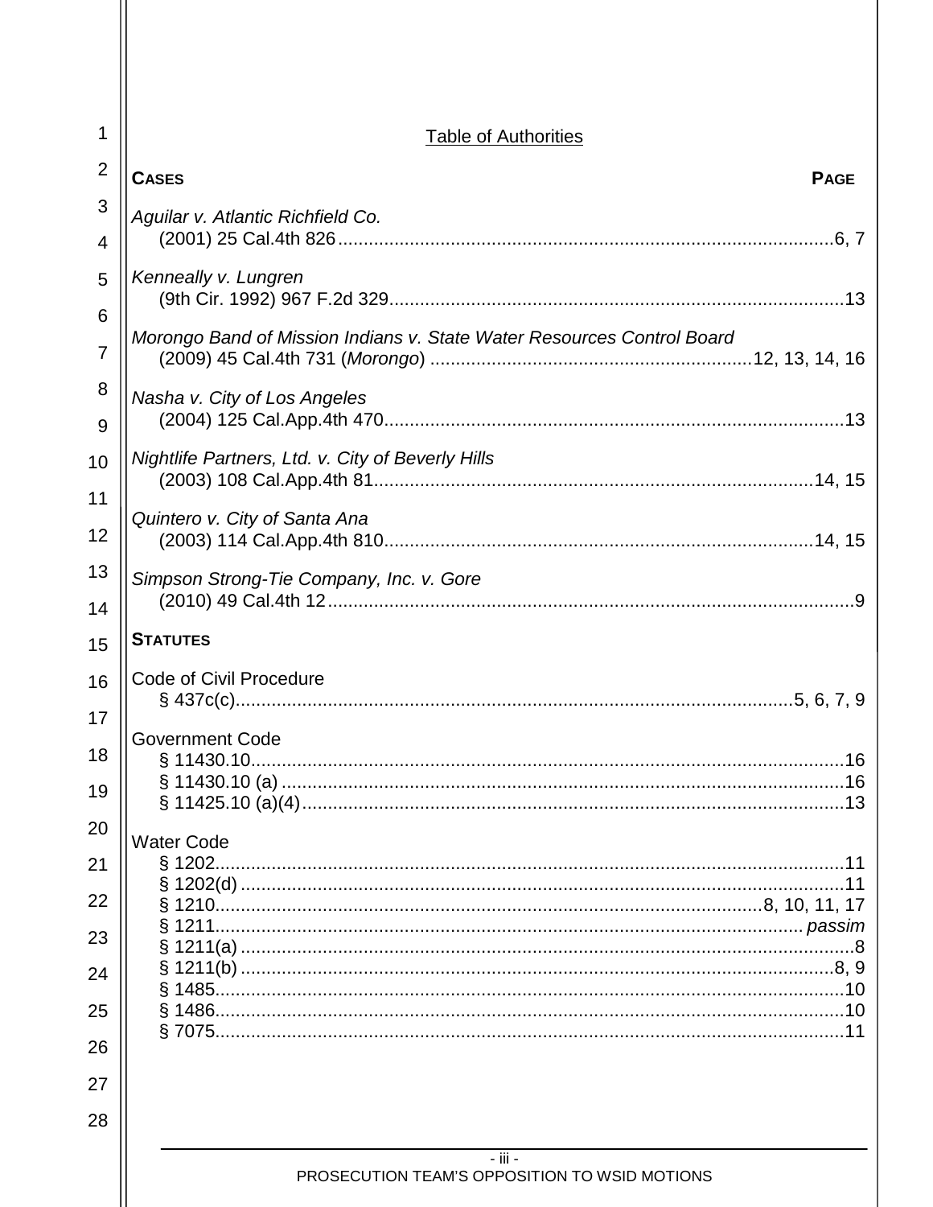## Table of Authorities

**CASES** — **PAGE**

*Aguilar v. Atlantic Richfield Co.*
(2001) 25 Cal.4th 826 .......... 6, 7

*Kenneally v. Lungren*
(9th Cir. 1992) 967 F.2d 329 .......... 13

*Morongo Band of Mission Indians v. State Water Resources Control Board*
(2009) 45 Cal.4th 731 (*Morongo*) .......... 12, 13, 14, 16

*Nasha v. City of Los Angeles*
(2004) 125 Cal.App.4th 470 .......... 13

*Nightlife Partners, Ltd. v. City of Beverly Hills*
(2003) 108 Cal.App.4th 81 .......... 14, 15

*Quintero v. City of Santa Ana*
(2003) 114 Cal.App.4th 810 .......... 14, 15

*Simpson Strong-Tie Company, Inc. v. Gore*
(2010) 49 Cal.4th 12 .......... 9

**STATUTES**

Code of Civil Procedure
§ 437c(c) .......... 5, 6, 7, 9

Government Code
§ 11430.10 .......... 16
§ 11430.10 (a) .......... 16
§ 11425.10 (a)(4) .......... 13

Water Code
§ 1202 .......... 11
§ 1202(d) .......... 11
§ 1210 .......... 8, 10, 11, 17
§ 1211 .......... *passim*
§ 1211(a) .......... 8
§ 1211(b) .......... 8, 9
§ 1485 .......... 10
§ 1486 .......... 10
§ 7075 .......... 11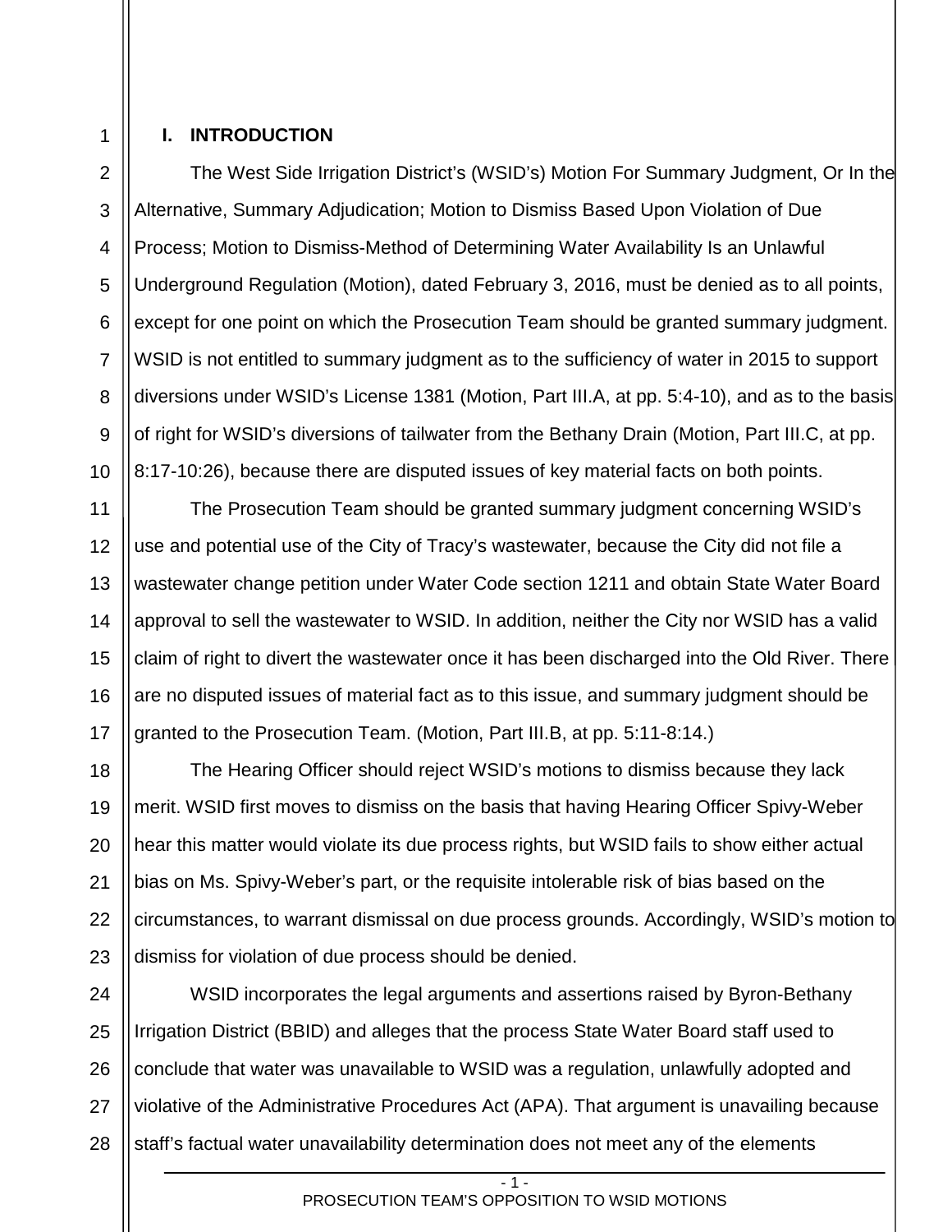## I. INTRODUCTION

The West Side Irrigation District's (WSID's) Motion For Summary Judgment, Or In the Alternative, Summary Adjudication; Motion to Dismiss Based Upon Violation of Due Process; Motion to Dismiss-Method of Determining Water Availability Is an Unlawful Underground Regulation (Motion), dated February 3, 2016, must be denied as to all points, except for one point on which the Prosecution Team should be granted summary judgment. WSID is not entitled to summary judgment as to the sufficiency of water in 2015 to support diversions under WSID's License 1381 (Motion, Part III.A, at pp. 5:4-10), and as to the basis of right for WSID's diversions of tailwater from the Bethany Drain (Motion, Part III.C, at pp. 8:17-10:26), because there are disputed issues of key material facts on both points.

The Prosecution Team should be granted summary judgment concerning WSID's use and potential use of the City of Tracy's wastewater, because the City did not file a wastewater change petition under Water Code section 1211 and obtain State Water Board approval to sell the wastewater to WSID. In addition, neither the City nor WSID has a valid claim of right to divert the wastewater once it has been discharged into the Old River. There are no disputed issues of material fact as to this issue, and summary judgment should be granted to the Prosecution Team. (Motion, Part III.B, at pp. 5:11-8:14.)

The Hearing Officer should reject WSID's motions to dismiss because they lack merit. WSID first moves to dismiss on the basis that having Hearing Officer Spivy-Weber hear this matter would violate its due process rights, but WSID fails to show either actual bias on Ms. Spivy-Weber's part, or the requisite intolerable risk of bias based on the circumstances, to warrant dismissal on due process grounds. Accordingly, WSID's motion to dismiss for violation of due process should be denied.

WSID incorporates the legal arguments and assertions raised by Byron-Bethany Irrigation District (BBID) and alleges that the process State Water Board staff used to conclude that water was unavailable to WSID was a regulation, unlawfully adopted and violative of the Administrative Procedures Act (APA). That argument is unavailing because staff's factual water unavailability determination does not meet any of the elements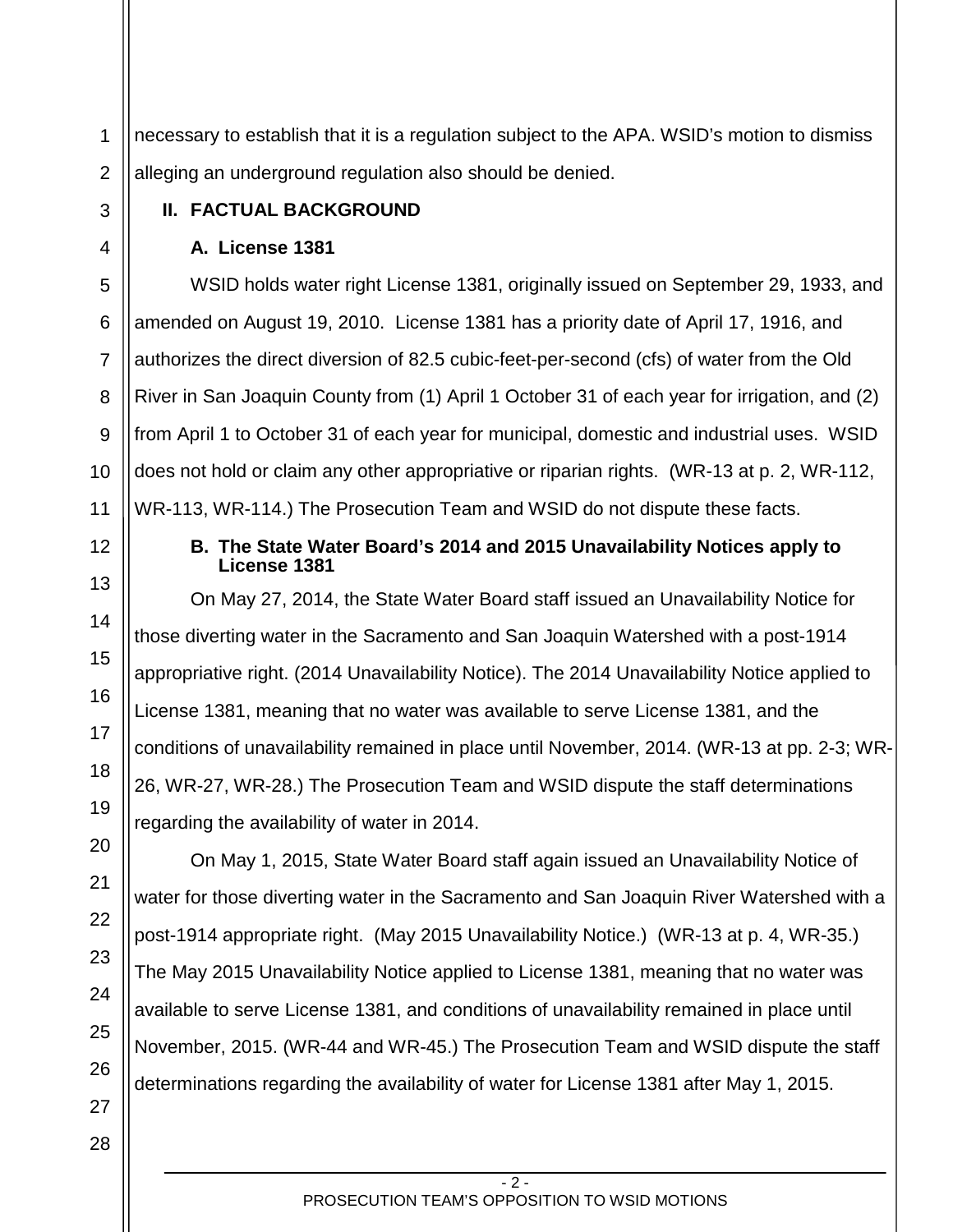necessary to establish that it is a regulation subject to the APA. WSID's motion to dismiss alleging an underground regulation also should be denied.

## II. FACTUAL BACKGROUND

### A. License 1381

WSID holds water right License 1381, originally issued on September 29, 1933, and amended on August 19, 2010. License 1381 has a priority date of April 17, 1916, and authorizes the direct diversion of 82.5 cubic-feet-per-second (cfs) of water from the Old River in San Joaquin County from (1) April 1 October 31 of each year for irrigation, and (2) from April 1 to October 31 of each year for municipal, domestic and industrial uses. WSID does not hold or claim any other appropriative or riparian rights. (WR-13 at p. 2, WR-112, WR-113, WR-114.) The Prosecution Team and WSID do not dispute these facts.

### B. The State Water Board's 2014 and 2015 Unavailability Notices apply to License 1381

On May 27, 2014, the State Water Board staff issued an Unavailability Notice for those diverting water in the Sacramento and San Joaquin Watershed with a post-1914 appropriative right. (2014 Unavailability Notice). The 2014 Unavailability Notice applied to License 1381, meaning that no water was available to serve License 1381, and the conditions of unavailability remained in place until November, 2014. (WR-13 at pp. 2-3; WR-26, WR-27, WR-28.) The Prosecution Team and WSID dispute the staff determinations regarding the availability of water in 2014.

On May 1, 2015, State Water Board staff again issued an Unavailability Notice of water for those diverting water in the Sacramento and San Joaquin River Watershed with a post-1914 appropriate right. (May 2015 Unavailability Notice.) (WR-13 at p. 4, WR-35.) The May 2015 Unavailability Notice applied to License 1381, meaning that no water was available to serve License 1381, and conditions of unavailability remained in place until November, 2015. (WR-44 and WR-45.) The Prosecution Team and WSID dispute the staff determinations regarding the availability of water for License 1381 after May 1, 2015.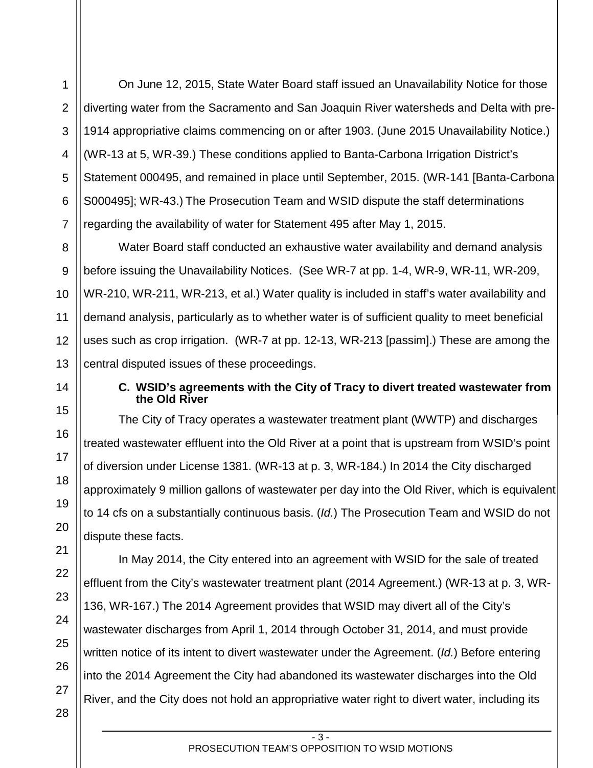On June 12, 2015, State Water Board staff issued an Unavailability Notice for those diverting water from the Sacramento and San Joaquin River watersheds and Delta with pre-1914 appropriative claims commencing on or after 1903. (June 2015 Unavailability Notice.) (WR-13 at 5, WR-39.) These conditions applied to Banta-Carbona Irrigation District's Statement 000495, and remained in place until September, 2015. (WR-141 [Banta-Carbona S000495]; WR-43.) The Prosecution Team and WSID dispute the staff determinations regarding the availability of water for Statement 495 after May 1, 2015.

Water Board staff conducted an exhaustive water availability and demand analysis before issuing the Unavailability Notices. (See WR-7 at pp. 1-4, WR-9, WR-11, WR-209, WR-210, WR-211, WR-213, et al.) Water quality is included in staff's water availability and demand analysis, particularly as to whether water is of sufficient quality to meet beneficial uses such as crop irrigation. (WR-7 at pp. 12-13, WR-213 [passim].) These are among the central disputed issues of these proceedings.

### C. WSID's agreements with the City of Tracy to divert treated wastewater from the Old River

The City of Tracy operates a wastewater treatment plant (WWTP) and discharges treated wastewater effluent into the Old River at a point that is upstream from WSID's point of diversion under License 1381. (WR-13 at p. 3, WR-184.) In 2014 the City discharged approximately 9 million gallons of wastewater per day into the Old River, which is equivalent to 14 cfs on a substantially continuous basis. (*Id.*) The Prosecution Team and WSID do not dispute these facts.

In May 2014, the City entered into an agreement with WSID for the sale of treated effluent from the City's wastewater treatment plant (2014 Agreement.) (WR-13 at p. 3, WR-136, WR-167.) The 2014 Agreement provides that WSID may divert all of the City's wastewater discharges from April 1, 2014 through October 31, 2014, and must provide written notice of its intent to divert wastewater under the Agreement. (*Id.*) Before entering into the 2014 Agreement the City had abandoned its wastewater discharges into the Old River, and the City does not hold an appropriative water right to divert water, including its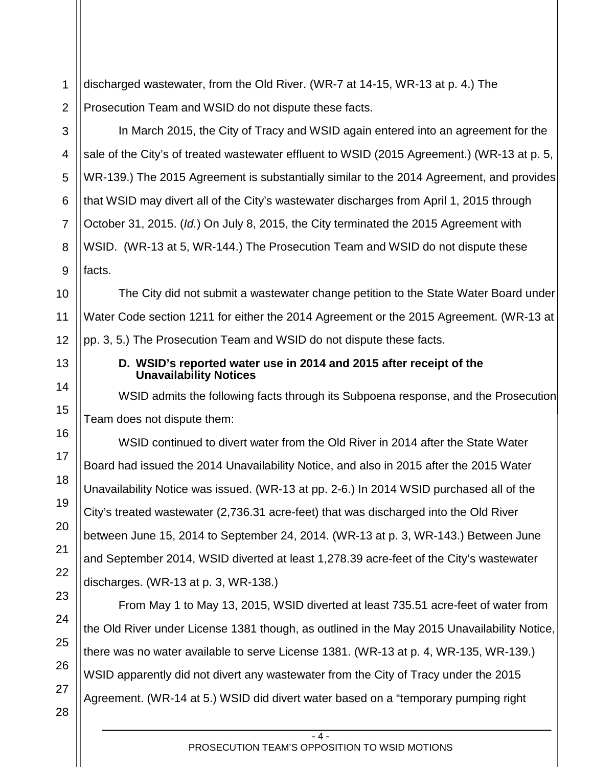discharged wastewater, from the Old River. (WR-7 at 14-15, WR-13 at p. 4.) The Prosecution Team and WSID do not dispute these facts.

In March 2015, the City of Tracy and WSID again entered into an agreement for the sale of the City's of treated wastewater effluent to WSID (2015 Agreement.) (WR-13 at p. 5, WR-139.) The 2015 Agreement is substantially similar to the 2014 Agreement, and provides that WSID may divert all of the City's wastewater discharges from April 1, 2015 through October 31, 2015. (*Id.*) On July 8, 2015, the City terminated the 2015 Agreement with WSID. (WR-13 at 5, WR-144.) The Prosecution Team and WSID do not dispute these facts.

The City did not submit a wastewater change petition to the State Water Board under Water Code section 1211 for either the 2014 Agreement or the 2015 Agreement. (WR-13 at pp. 3, 5.) The Prosecution Team and WSID do not dispute these facts.

**D. WSID's reported water use in 2014 and 2015 after receipt of the Unavailability Notices**

WSID admits the following facts through its Subpoena response, and the Prosecution Team does not dispute them:

WSID continued to divert water from the Old River in 2014 after the State Water Board had issued the 2014 Unavailability Notice, and also in 2015 after the 2015 Water Unavailability Notice was issued. (WR-13 at pp. 2-6.) In 2014 WSID purchased all of the City's treated wastewater (2,736.31 acre-feet) that was discharged into the Old River between June 15, 2014 to September 24, 2014. (WR-13 at p. 3, WR-143.) Between June and September 2014, WSID diverted at least 1,278.39 acre-feet of the City's wastewater discharges. (WR-13 at p. 3, WR-138.)

From May 1 to May 13, 2015, WSID diverted at least 735.51 acre-feet of water from the Old River under License 1381 though, as outlined in the May 2015 Unavailability Notice, there was no water available to serve License 1381. (WR-13 at p. 4, WR-135, WR-139.) WSID apparently did not divert any wastewater from the City of Tracy under the 2015 Agreement. (WR-14 at 5.) WSID did divert water based on a "temporary pumping right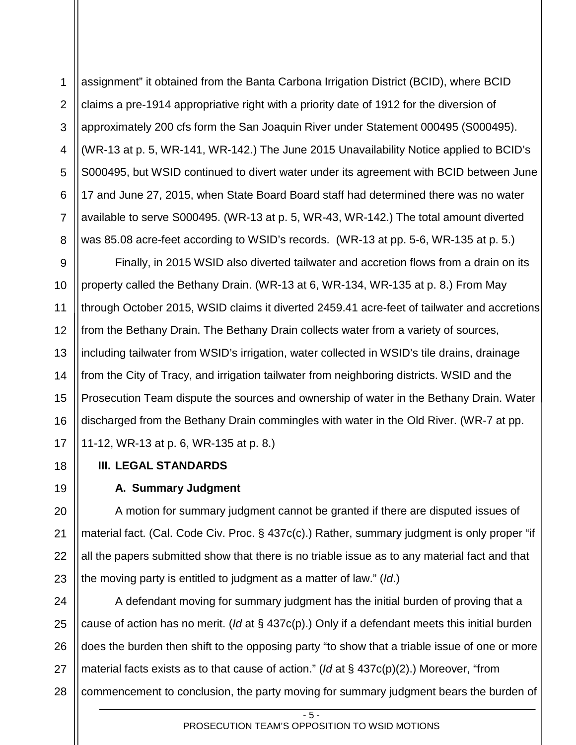assignment" it obtained from the Banta Carbona Irrigation District (BCID), where BCID claims a pre-1914 appropriative right with a priority date of 1912 for the diversion of approximately 200 cfs form the San Joaquin River under Statement 000495 (S000495). (WR-13 at p. 5, WR-141, WR-142.) The June 2015 Unavailability Notice applied to BCID's S000495, but WSID continued to divert water under its agreement with BCID between June 17 and June 27, 2015, when State Board Board staff had determined there was no water available to serve S000495. (WR-13 at p. 5, WR-43, WR-142.) The total amount diverted was 85.08 acre-feet according to WSID's records. (WR-13 at pp. 5-6, WR-135 at p. 5.)

Finally, in 2015 WSID also diverted tailwater and accretion flows from a drain on its property called the Bethany Drain. (WR-13 at 6, WR-134, WR-135 at p. 8.) From May through October 2015, WSID claims it diverted 2459.41 acre-feet of tailwater and accretions from the Bethany Drain. The Bethany Drain collects water from a variety of sources, including tailwater from WSID's irrigation, water collected in WSID's tile drains, drainage from the City of Tracy, and irrigation tailwater from neighboring districts. WSID and the Prosecution Team dispute the sources and ownership of water in the Bethany Drain. Water discharged from the Bethany Drain commingles with water in the Old River. (WR-7 at pp. 11-12, WR-13 at p. 6, WR-135 at p. 8.)

## III. LEGAL STANDARDS

### A. Summary Judgment

A motion for summary judgment cannot be granted if there are disputed issues of material fact. (Cal. Code Civ. Proc. § 437c(c).) Rather, summary judgment is only proper "if all the papers submitted show that there is no triable issue as to any material fact and that the moving party is entitled to judgment as a matter of law." (*Id*.)

A defendant moving for summary judgment has the initial burden of proving that a cause of action has no merit. (*Id* at § 437c(p).) Only if a defendant meets this initial burden does the burden then shift to the opposing party "to show that a triable issue of one or more material facts exists as to that cause of action." (*Id* at § 437c(p)(2).) Moreover, "from commencement to conclusion, the party moving for summary judgment bears the burden of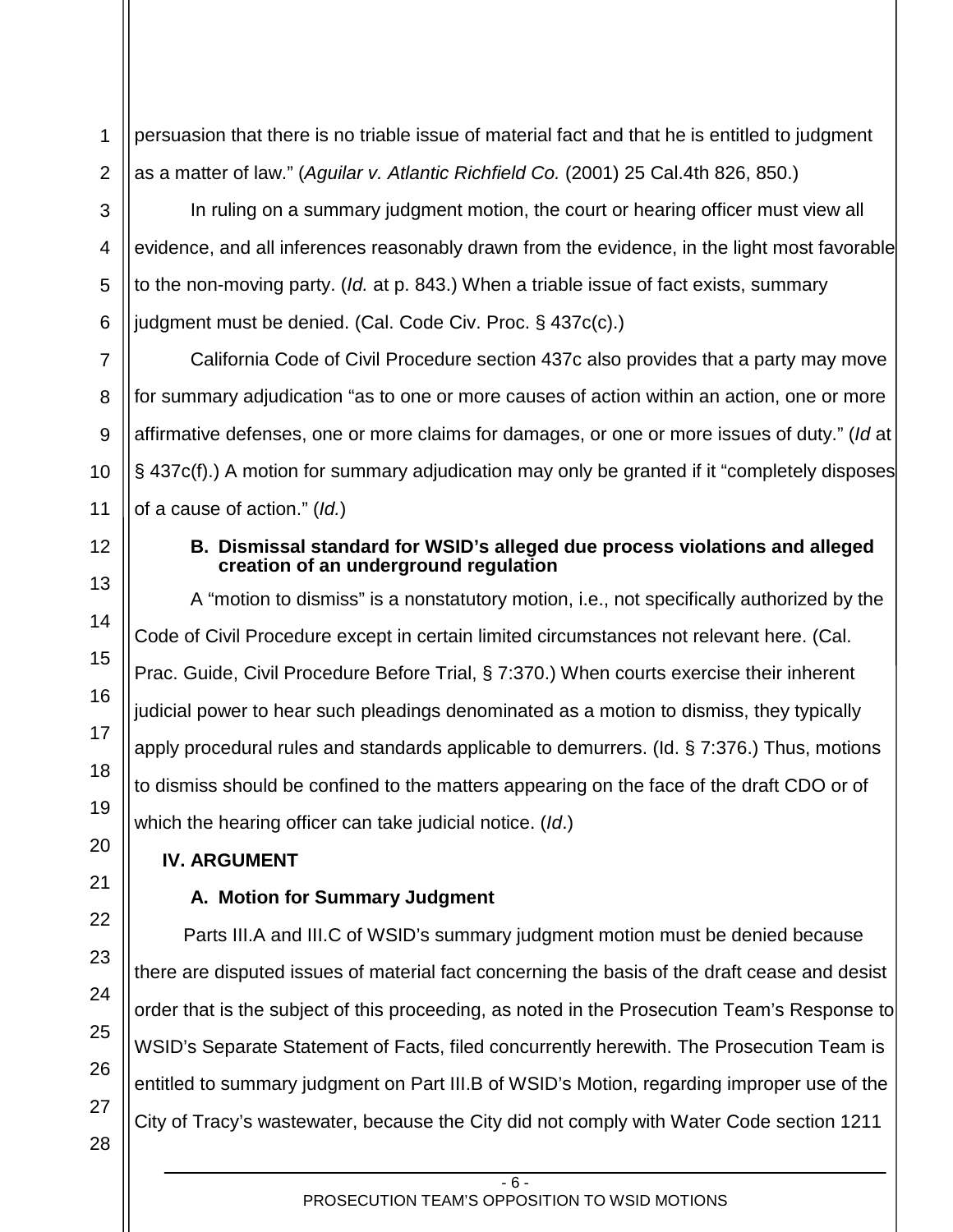persuasion that there is no triable issue of material fact and that he is entitled to judgment as a matter of law." (*Aguilar v. Atlantic Richfield Co.* (2001) 25 Cal.4th 826, 850.)

In ruling on a summary judgment motion, the court or hearing officer must view all evidence, and all inferences reasonably drawn from the evidence, in the light most favorable to the non-moving party. (*Id.* at p. 843.) When a triable issue of fact exists, summary judgment must be denied. (Cal. Code Civ. Proc. § 437c(c).)

California Code of Civil Procedure section 437c also provides that a party may move for summary adjudication "as to one or more causes of action within an action, one or more affirmative defenses, one or more claims for damages, or one or more issues of duty." (*Id* at § 437c(f).) A motion for summary adjudication may only be granted if it "completely disposes of a cause of action." (*Id.*)

### B. Dismissal standard for WSID's alleged due process violations and alleged creation of an underground regulation

A "motion to dismiss" is a nonstatutory motion, i.e., not specifically authorized by the Code of Civil Procedure except in certain limited circumstances not relevant here. (Cal. Prac. Guide, Civil Procedure Before Trial, § 7:370.) When courts exercise their inherent judicial power to hear such pleadings denominated as a motion to dismiss, they typically apply procedural rules and standards applicable to demurrers. (Id. § 7:376.) Thus, motions to dismiss should be confined to the matters appearing on the face of the draft CDO or of which the hearing officer can take judicial notice. (*Id*.)

## IV. ARGUMENT

### A. Motion for Summary Judgment

Parts III.A and III.C of WSID's summary judgment motion must be denied because there are disputed issues of material fact concerning the basis of the draft cease and desist order that is the subject of this proceeding, as noted in the Prosecution Team's Response to WSID's Separate Statement of Facts, filed concurrently herewith. The Prosecution Team is entitled to summary judgment on Part III.B of WSID's Motion, regarding improper use of the City of Tracy's wastewater, because the City did not comply with Water Code section 1211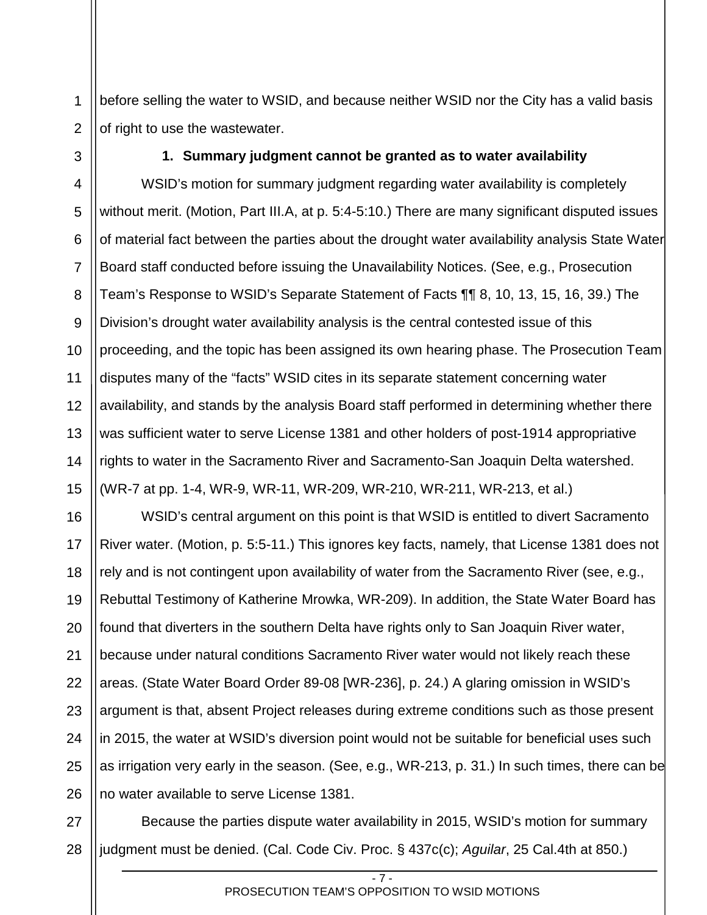before selling the water to WSID, and because neither WSID nor the City has a valid basis of right to use the wastewater.

### 1. Summary judgment cannot be granted as to water availability

WSID's motion for summary judgment regarding water availability is completely without merit. (Motion, Part III.A, at p. 5:4-5:10.) There are many significant disputed issues of material fact between the parties about the drought water availability analysis State Water Board staff conducted before issuing the Unavailability Notices. (See, e.g., Prosecution Team's Response to WSID's Separate Statement of Facts ¶¶ 8, 10, 13, 15, 16, 39.) The Division's drought water availability analysis is the central contested issue of this proceeding, and the topic has been assigned its own hearing phase. The Prosecution Team disputes many of the "facts" WSID cites in its separate statement concerning water availability, and stands by the analysis Board staff performed in determining whether there was sufficient water to serve License 1381 and other holders of post-1914 appropriative rights to water in the Sacramento River and Sacramento-San Joaquin Delta watershed. (WR-7 at pp. 1-4, WR-9, WR-11, WR-209, WR-210, WR-211, WR-213, et al.)

WSID's central argument on this point is that WSID is entitled to divert Sacramento River water. (Motion, p. 5:5-11.) This ignores key facts, namely, that License 1381 does not rely and is not contingent upon availability of water from the Sacramento River (see, e.g., Rebuttal Testimony of Katherine Mrowka, WR-209). In addition, the State Water Board has found that diverters in the southern Delta have rights only to San Joaquin River water, because under natural conditions Sacramento River water would not likely reach these areas. (State Water Board Order 89-08 [WR-236], p. 24.) A glaring omission in WSID's argument is that, absent Project releases during extreme conditions such as those present in 2015, the water at WSID's diversion point would not be suitable for beneficial uses such as irrigation very early in the season. (See, e.g., WR-213, p. 31.) In such times, there can be no water available to serve License 1381.

Because the parties dispute water availability in 2015, WSID's motion for summary judgment must be denied. (Cal. Code Civ. Proc. § 437c(c); *Aguilar*, 25 Cal.4th at 850.)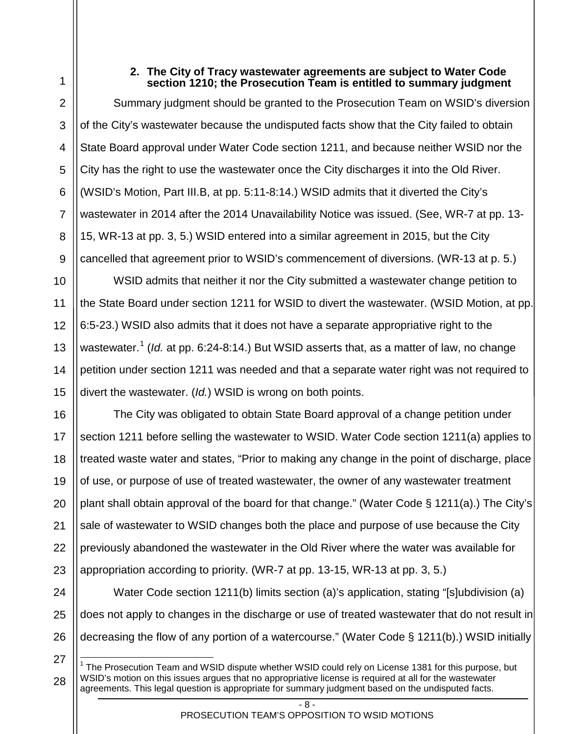### 2. The City of Tracy wastewater agreements are subject to Water Code section 1210; the Prosecution Team is entitled to summary judgment

Summary judgment should be granted to the Prosecution Team on WSID's diversion of the City's wastewater because the undisputed facts show that the City failed to obtain State Board approval under Water Code section 1211, and because neither WSID nor the City has the right to use the wastewater once the City discharges it into the Old River. (WSID's Motion, Part III.B, at pp. 5:11-8:14.) WSID admits that it diverted the City's wastewater in 2014 after the 2014 Unavailability Notice was issued. (See, WR-7 at pp. 13-15, WR-13 at pp. 3, 5.) WSID entered into a similar agreement in 2015, but the City cancelled that agreement prior to WSID's commencement of diversions. (WR-13 at p. 5.)

WSID admits that neither it nor the City submitted a wastewater change petition to the State Board under section 1211 for WSID to divert the wastewater. (WSID Motion, at pp. 6:5-23.) WSID also admits that it does not have a separate appropriative right to the wastewater.[1] (*Id.* at pp. 6:24-8:14.) But WSID asserts that, as a matter of law, no change petition under section 1211 was needed and that a separate water right was not required to divert the wastewater. (*Id.*) WSID is wrong on both points.

The City was obligated to obtain State Board approval of a change petition under section 1211 before selling the wastewater to WSID. Water Code section 1211(a) applies to treated waste water and states, "Prior to making any change in the point of discharge, place of use, or purpose of use of treated wastewater, the owner of any wastewater treatment plant shall obtain approval of the board for that change." (Water Code § 1211(a).) The City's sale of wastewater to WSID changes both the place and purpose of use because the City previously abandoned the wastewater in the Old River where the water was available for appropriation according to priority. (WR-7 at pp. 13-15, WR-13 at pp. 3, 5.)

Water Code section 1211(b) limits section (a)'s application, stating "[s]ubdivision (a) does not apply to changes in the discharge or use of treated wastewater that do not result in decreasing the flow of any portion of a watercourse." (Water Code § 1211(b).) WSID initially

[1] The Prosecution Team and WSID dispute whether WSID could rely on License 1381 for this purpose, but WSID's motion on this issues argues that no appropriative license is required at all for the wastewater agreements. This legal question is appropriate for summary judgment based on the undisputed facts.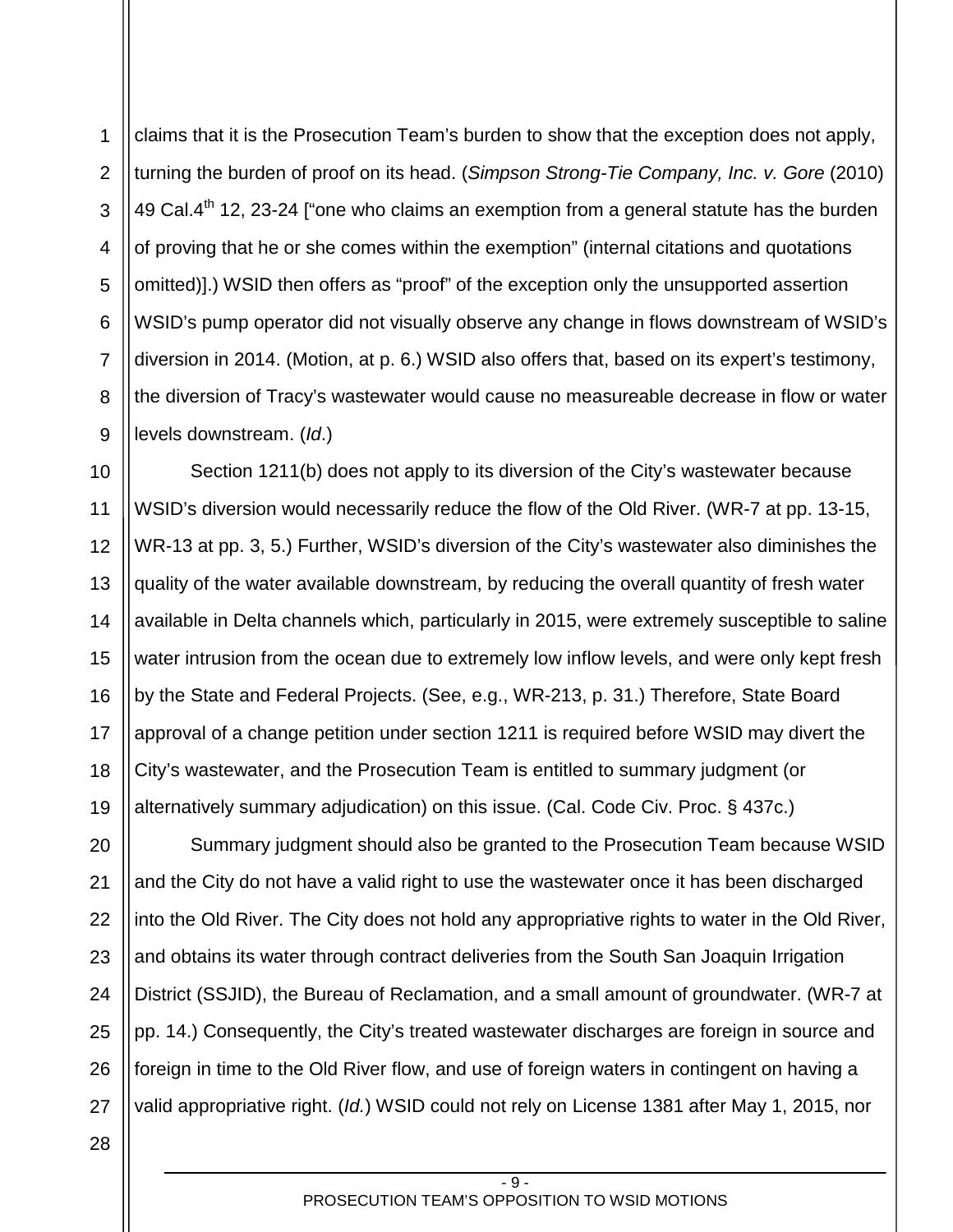claims that it is the Prosecution Team's burden to show that the exception does not apply, turning the burden of proof on its head. (*Simpson Strong-Tie Company, Inc. v. Gore* (2010) 49 Cal.4th 12, 23-24 ["one who claims an exemption from a general statute has the burden of proving that he or she comes within the exemption" (internal citations and quotations omitted)].) WSID then offers as "proof" of the exception only the unsupported assertion WSID's pump operator did not visually observe any change in flows downstream of WSID's diversion in 2014. (Motion, at p. 6.) WSID also offers that, based on its expert's testimony, the diversion of Tracy's wastewater would cause no measureable decrease in flow or water levels downstream. (*Id*.)

Section 1211(b) does not apply to its diversion of the City's wastewater because WSID's diversion would necessarily reduce the flow of the Old River. (WR-7 at pp. 13-15, WR-13 at pp. 3, 5.) Further, WSID's diversion of the City's wastewater also diminishes the quality of the water available downstream, by reducing the overall quantity of fresh water available in Delta channels which, particularly in 2015, were extremely susceptible to saline water intrusion from the ocean due to extremely low inflow levels, and were only kept fresh by the State and Federal Projects. (See, e.g., WR-213, p. 31.) Therefore, State Board approval of a change petition under section 1211 is required before WSID may divert the City's wastewater, and the Prosecution Team is entitled to summary judgment (or alternatively summary adjudication) on this issue. (Cal. Code Civ. Proc. § 437c.)

Summary judgment should also be granted to the Prosecution Team because WSID and the City do not have a valid right to use the wastewater once it has been discharged into the Old River. The City does not hold any appropriative rights to water in the Old River, and obtains its water through contract deliveries from the South San Joaquin Irrigation District (SSJID), the Bureau of Reclamation, and a small amount of groundwater. (WR-7 at pp. 14.) Consequently, the City's treated wastewater discharges are foreign in source and foreign in time to the Old River flow, and use of foreign waters in contingent on having a valid appropriative right. (*Id.*) WSID could not rely on License 1381 after May 1, 2015, nor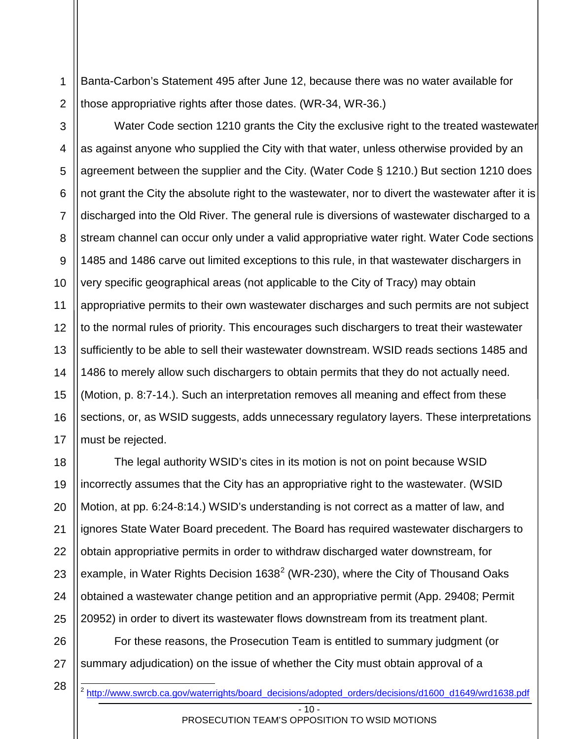Banta-Carbon's Statement 495 after June 12, because there was no water available for those appropriative rights after those dates. (WR-34, WR-36.)

Water Code section 1210 grants the City the exclusive right to the treated wastewater as against anyone who supplied the City with that water, unless otherwise provided by an agreement between the supplier and the City. (Water Code § 1210.) But section 1210 does not grant the City the absolute right to the wastewater, nor to divert the wastewater after it is discharged into the Old River. The general rule is diversions of wastewater discharged to a stream channel can occur only under a valid appropriative water right. Water Code sections 1485 and 1486 carve out limited exceptions to this rule, in that wastewater dischargers in very specific geographical areas (not applicable to the City of Tracy) may obtain appropriative permits to their own wastewater discharges and such permits are not subject to the normal rules of priority. This encourages such dischargers to treat their wastewater sufficiently to be able to sell their wastewater downstream. WSID reads sections 1485 and 1486 to merely allow such dischargers to obtain permits that they do not actually need. (Motion, p. 8:7-14.). Such an interpretation removes all meaning and effect from these sections, or, as WSID suggests, adds unnecessary regulatory layers. These interpretations must be rejected.

The legal authority WSID's cites in its motion is not on point because WSID incorrectly assumes that the City has an appropriative right to the wastewater. (WSID Motion, at pp. 6:24-8:14.) WSID's understanding is not correct as a matter of law, and ignores State Water Board precedent. The Board has required wastewater dischargers to obtain appropriative permits in order to withdraw discharged water downstream, for example, in Water Rights Decision 1638[2] (WR-230), where the City of Thousand Oaks obtained a wastewater change petition and an appropriative permit (App. 29408; Permit 20952) in order to divert its wastewater flows downstream from its treatment plant.

For these reasons, the Prosecution Team is entitled to summary judgment (or summary adjudication) on the issue of whether the City must obtain approval of a

[2] http://www.swrcb.ca.gov/waterrights/board_decisions/adopted_orders/decisions/d1600_d1649/wrd1638.pdf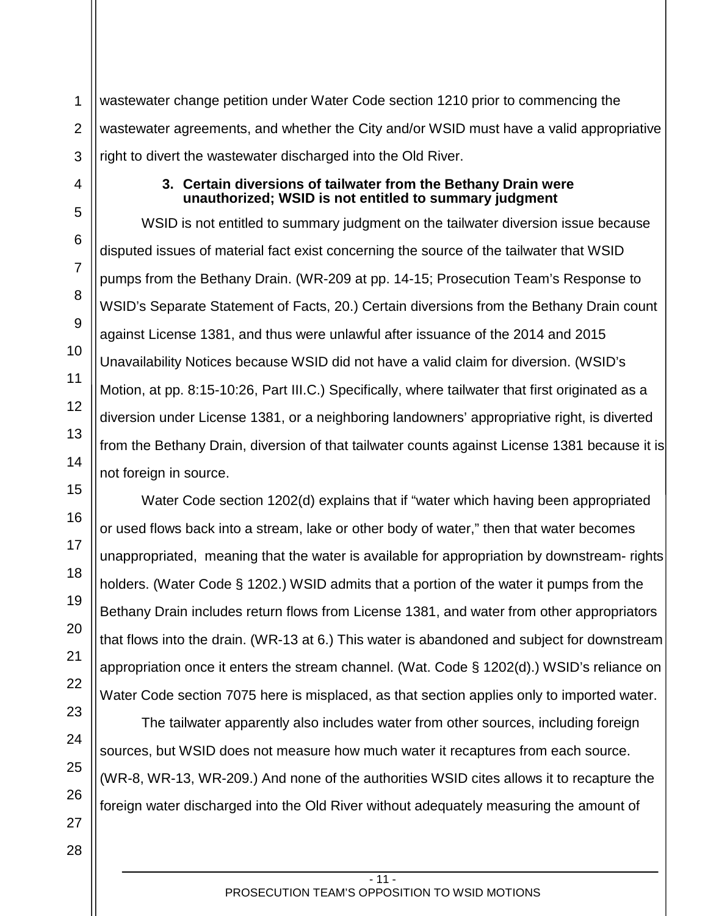wastewater change petition under Water Code section 1210 prior to commencing the wastewater agreements, and whether the City and/or WSID must have a valid appropriative right to divert the wastewater discharged into the Old River.

### 3. Certain diversions of tailwater from the Bethany Drain were unauthorized; WSID is not entitled to summary judgment

WSID is not entitled to summary judgment on the tailwater diversion issue because disputed issues of material fact exist concerning the source of the tailwater that WSID pumps from the Bethany Drain. (WR-209 at pp. 14-15; Prosecution Team's Response to WSID's Separate Statement of Facts, 20.) Certain diversions from the Bethany Drain count against License 1381, and thus were unlawful after issuance of the 2014 and 2015 Unavailability Notices because WSID did not have a valid claim for diversion. (WSID's Motion, at pp. 8:15-10:26, Part III.C.) Specifically, where tailwater that first originated as a diversion under License 1381, or a neighboring landowners' appropriative right, is diverted from the Bethany Drain, diversion of that tailwater counts against License 1381 because it is not foreign in source.

Water Code section 1202(d) explains that if "water which having been appropriated or used flows back into a stream, lake or other body of water," then that water becomes unappropriated, meaning that the water is available for appropriation by downstream- rights holders. (Water Code § 1202.) WSID admits that a portion of the water it pumps from the Bethany Drain includes return flows from License 1381, and water from other appropriators that flows into the drain. (WR-13 at 6.) This water is abandoned and subject for downstream appropriation once it enters the stream channel. (Wat. Code § 1202(d).) WSID's reliance on Water Code section 7075 here is misplaced, as that section applies only to imported water.

The tailwater apparently also includes water from other sources, including foreign sources, but WSID does not measure how much water it recaptures from each source. (WR-8, WR-13, WR-209.) And none of the authorities WSID cites allows it to recapture the foreign water discharged into the Old River without adequately measuring the amount of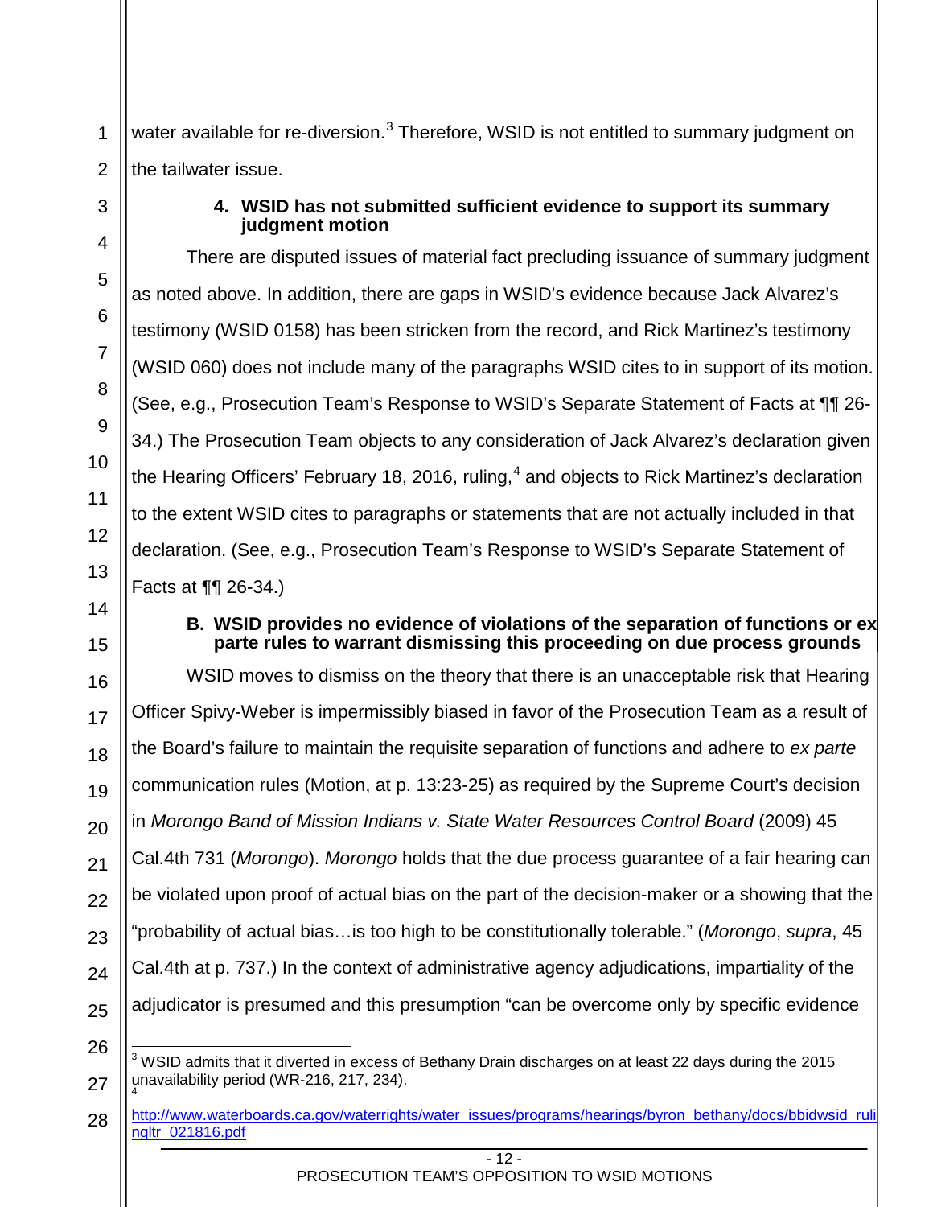water available for re-diversion.[3] Therefore, WSID is not entitled to summary judgment on the tailwater issue.

#### 4. WSID has not submitted sufficient evidence to support its summary judgment motion

There are disputed issues of material fact precluding issuance of summary judgment as noted above. In addition, there are gaps in WSID's evidence because Jack Alvarez's testimony (WSID 0158) has been stricken from the record, and Rick Martinez's testimony (WSID 060) does not include many of the paragraphs WSID cites to in support of its motion. (See, e.g., Prosecution Team's Response to WSID's Separate Statement of Facts at ¶¶ 26-34.) The Prosecution Team objects to any consideration of Jack Alvarez's declaration given the Hearing Officers' February 18, 2016, ruling,[4] and objects to Rick Martinez's declaration to the extent WSID cites to paragraphs or statements that are not actually included in that declaration. (See, e.g., Prosecution Team's Response to WSID's Separate Statement of Facts at ¶¶ 26-34.)

### B. WSID provides no evidence of violations of the separation of functions or ex parte rules to warrant dismissing this proceeding on due process grounds

WSID moves to dismiss on the theory that there is an unacceptable risk that Hearing Officer Spivy-Weber is impermissibly biased in favor of the Prosecution Team as a result of the Board's failure to maintain the requisite separation of functions and adhere to *ex parte* communication rules (Motion, at p. 13:23-25) as required by the Supreme Court's decision in *Morongo Band of Mission Indians v. State Water Resources Control Board* (2009) 45 Cal.4th 731 (*Morongo*). *Morongo* holds that the due process guarantee of a fair hearing can be violated upon proof of actual bias on the part of the decision-maker or a showing that the "probability of actual bias…is too high to be constitutionally tolerable." (*Morongo*, *supra*, 45 Cal.4th at p. 737.) In the context of administrative agency adjudications, impartiality of the adjudicator is presumed and this presumption "can be overcome only by specific evidence

---

[3] WSID admits that it diverted in excess of Bethany Drain discharges on at least 22 days during the 2015 unavailability period (WR-216, 217, 234).

[4] http://www.waterboards.ca.gov/waterrights/water_issues/programs/hearings/byron_bethany/docs/bbidwsid_rulingltr_021816.pdf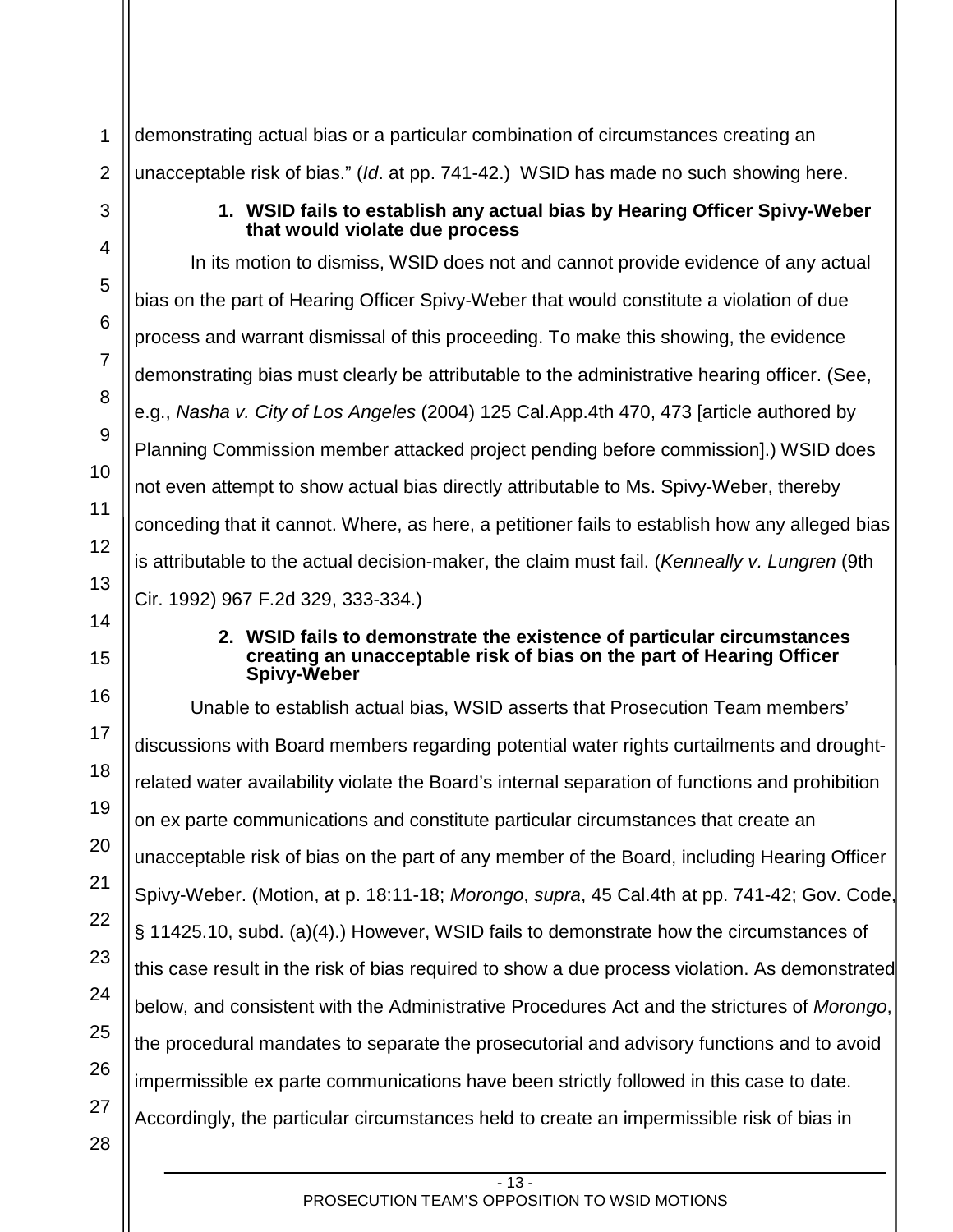demonstrating actual bias or a particular combination of circumstances creating an unacceptable risk of bias." (*Id*. at pp. 741-42.) WSID has made no such showing here.

**1. WSID fails to establish any actual bias by Hearing Officer Spivy-Weber that would violate due process**

In its motion to dismiss, WSID does not and cannot provide evidence of any actual bias on the part of Hearing Officer Spivy-Weber that would constitute a violation of due process and warrant dismissal of this proceeding. To make this showing, the evidence demonstrating bias must clearly be attributable to the administrative hearing officer. (See, e.g., *Nasha v. City of Los Angeles* (2004) 125 Cal.App.4th 470, 473 [article authored by Planning Commission member attacked project pending before commission].) WSID does not even attempt to show actual bias directly attributable to Ms. Spivy-Weber, thereby conceding that it cannot. Where, as here, a petitioner fails to establish how any alleged bias is attributable to the actual decision-maker, the claim must fail. (*Kenneally v. Lungren* (9th Cir. 1992) 967 F.2d 329, 333-334.)

**2. WSID fails to demonstrate the existence of particular circumstances creating an unacceptable risk of bias on the part of Hearing Officer Spivy-Weber**

Unable to establish actual bias, WSID asserts that Prosecution Team members' discussions with Board members regarding potential water rights curtailments and drought-related water availability violate the Board's internal separation of functions and prohibition on ex parte communications and constitute particular circumstances that create an unacceptable risk of bias on the part of any member of the Board, including Hearing Officer Spivy-Weber. (Motion, at p. 18:11-18; *Morongo*, *supra*, 45 Cal.4th at pp. 741-42; Gov. Code, § 11425.10, subd. (a)(4).) However, WSID fails to demonstrate how the circumstances of this case result in the risk of bias required to show a due process violation. As demonstrated below, and consistent with the Administrative Procedures Act and the strictures of *Morongo*, the procedural mandates to separate the prosecutorial and advisory functions and to avoid impermissible ex parte communications have been strictly followed in this case to date. Accordingly, the particular circumstances held to create an impermissible risk of bias in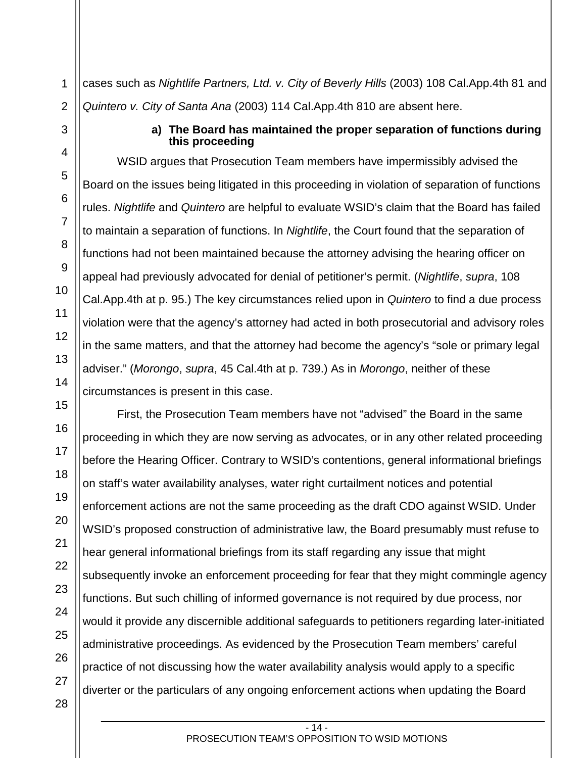cases such as *Nightlife Partners, Ltd. v. City of Beverly Hills* (2003) 108 Cal.App.4th 81 and *Quintero v. City of Santa Ana* (2003) 114 Cal.App.4th 810 are absent here.

**a) The Board has maintained the proper separation of functions during this proceeding**

WSID argues that Prosecution Team members have impermissibly advised the Board on the issues being litigated in this proceeding in violation of separation of functions rules. *Nightlife* and *Quintero* are helpful to evaluate WSID's claim that the Board has failed to maintain a separation of functions. In *Nightlife*, the Court found that the separation of functions had not been maintained because the attorney advising the hearing officer on appeal had previously advocated for denial of petitioner's permit. (*Nightlife*, *supra*, 108 Cal.App.4th at p. 95.) The key circumstances relied upon in *Quintero* to find a due process violation were that the agency's attorney had acted in both prosecutorial and advisory roles in the same matters, and that the attorney had become the agency's "sole or primary legal adviser." (*Morongo*, *supra*, 45 Cal.4th at p. 739.) As in *Morongo*, neither of these circumstances is present in this case.

First, the Prosecution Team members have not "advised" the Board in the same proceeding in which they are now serving as advocates, or in any other related proceeding before the Hearing Officer. Contrary to WSID's contentions, general informational briefings on staff's water availability analyses, water right curtailment notices and potential enforcement actions are not the same proceeding as the draft CDO against WSID. Under WSID's proposed construction of administrative law, the Board presumably must refuse to hear general informational briefings from its staff regarding any issue that might subsequently invoke an enforcement proceeding for fear that they might commingle agency functions. But such chilling of informed governance is not required by due process, nor would it provide any discernible additional safeguards to petitioners regarding later-initiated administrative proceedings. As evidenced by the Prosecution Team members' careful practice of not discussing how the water availability analysis would apply to a specific diverter or the particulars of any ongoing enforcement actions when updating the Board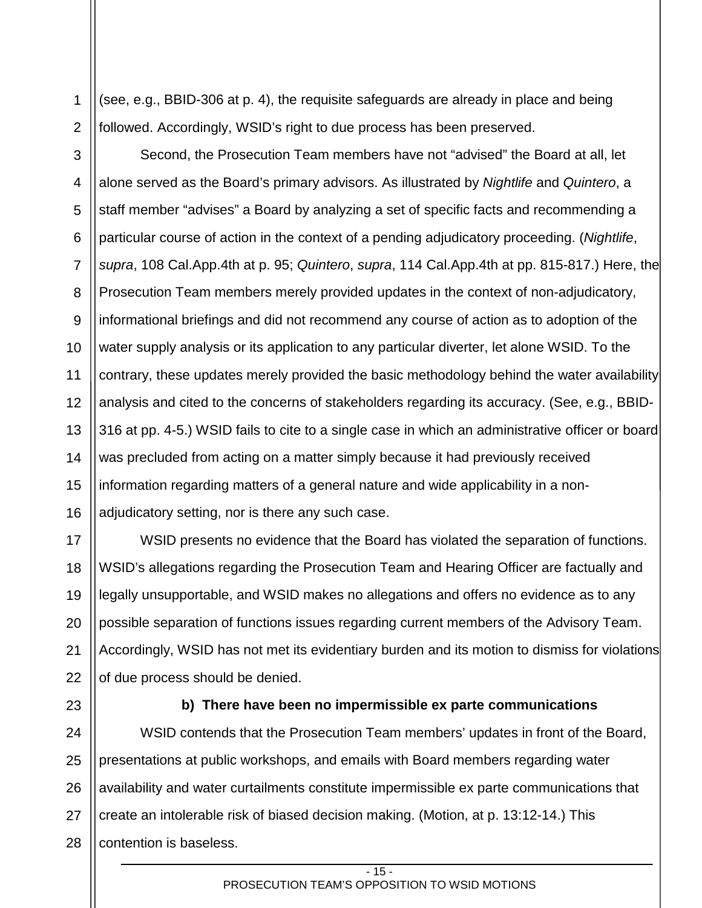(see, e.g., BBID-306 at p. 4), the requisite safeguards are already in place and being followed. Accordingly, WSID's right to due process has been preserved.

Second, the Prosecution Team members have not "advised" the Board at all, let alone served as the Board's primary advisors. As illustrated by *Nightlife* and *Quintero*, a staff member "advises" a Board by analyzing a set of specific facts and recommending a particular course of action in the context of a pending adjudicatory proceeding. (*Nightlife*, *supra*, 108 Cal.App.4th at p. 95; *Quintero*, *supra*, 114 Cal.App.4th at pp. 815-817.) Here, the Prosecution Team members merely provided updates in the context of non-adjudicatory, informational briefings and did not recommend any course of action as to adoption of the water supply analysis or its application to any particular diverter, let alone WSID. To the contrary, these updates merely provided the basic methodology behind the water availability analysis and cited to the concerns of stakeholders regarding its accuracy. (See, e.g., BBID-316 at pp. 4-5.) WSID fails to cite to a single case in which an administrative officer or board was precluded from acting on a matter simply because it had previously received information regarding matters of a general nature and wide applicability in a non-adjudicatory setting, nor is there any such case.

WSID presents no evidence that the Board has violated the separation of functions. WSID's allegations regarding the Prosecution Team and Hearing Officer are factually and legally unsupportable, and WSID makes no allegations and offers no evidence as to any possible separation of functions issues regarding current members of the Advisory Team. Accordingly, WSID has not met its evidentiary burden and its motion to dismiss for violations of due process should be denied.

**b) There have been no impermissible ex parte communications**

WSID contends that the Prosecution Team members' updates in front of the Board, presentations at public workshops, and emails with Board members regarding water availability and water curtailments constitute impermissible ex parte communications that create an intolerable risk of biased decision making. (Motion, at p. 13:12-14.) This contention is baseless.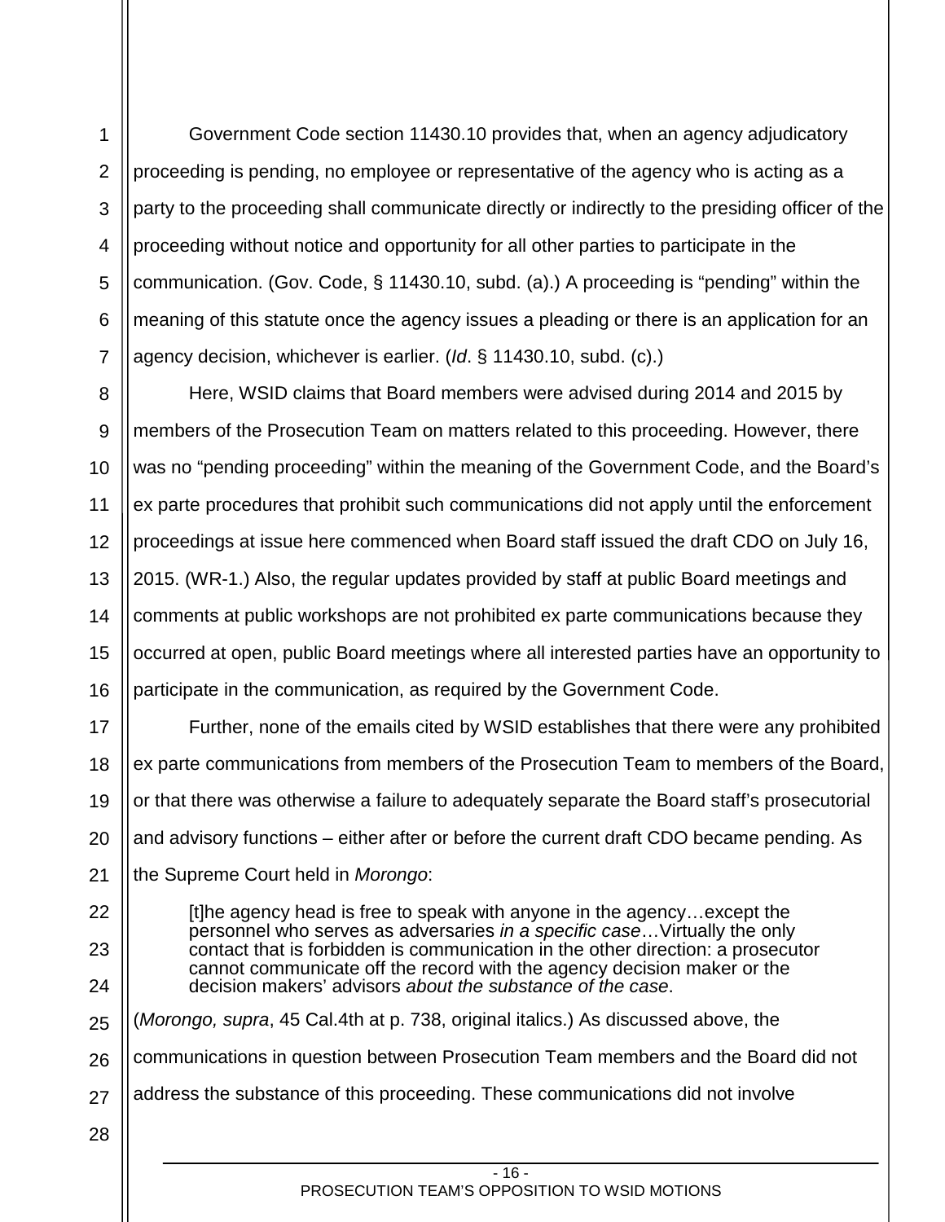Government Code section 11430.10 provides that, when an agency adjudicatory proceeding is pending, no employee or representative of the agency who is acting as a party to the proceeding shall communicate directly or indirectly to the presiding officer of the proceeding without notice and opportunity for all other parties to participate in the communication. (Gov. Code, § 11430.10, subd. (a).) A proceeding is "pending" within the meaning of this statute once the agency issues a pleading or there is an application for an agency decision, whichever is earlier. (*Id*. § 11430.10, subd. (c).)

Here, WSID claims that Board members were advised during 2014 and 2015 by members of the Prosecution Team on matters related to this proceeding. However, there was no "pending proceeding" within the meaning of the Government Code, and the Board's ex parte procedures that prohibit such communications did not apply until the enforcement proceedings at issue here commenced when Board staff issued the draft CDO on July 16, 2015. (WR-1.) Also, the regular updates provided by staff at public Board meetings and comments at public workshops are not prohibited ex parte communications because they occurred at open, public Board meetings where all interested parties have an opportunity to participate in the communication, as required by the Government Code.

Further, none of the emails cited by WSID establishes that there were any prohibited ex parte communications from members of the Prosecution Team to members of the Board, or that there was otherwise a failure to adequately separate the Board staff's prosecutorial and advisory functions – either after or before the current draft CDO became pending. As the Supreme Court held in *Morongo*:

> [t]he agency head is free to speak with anyone in the agency…except the personnel who serves as adversaries *in a specific case*…Virtually the only contact that is forbidden is communication in the other direction: a prosecutor cannot communicate off the record with the agency decision maker or the decision makers' advisors *about the substance of the case*.

(*Morongo, supra*, 45 Cal.4th at p. 738, original italics.) As discussed above, the communications in question between Prosecution Team members and the Board did not address the substance of this proceeding. These communications did not involve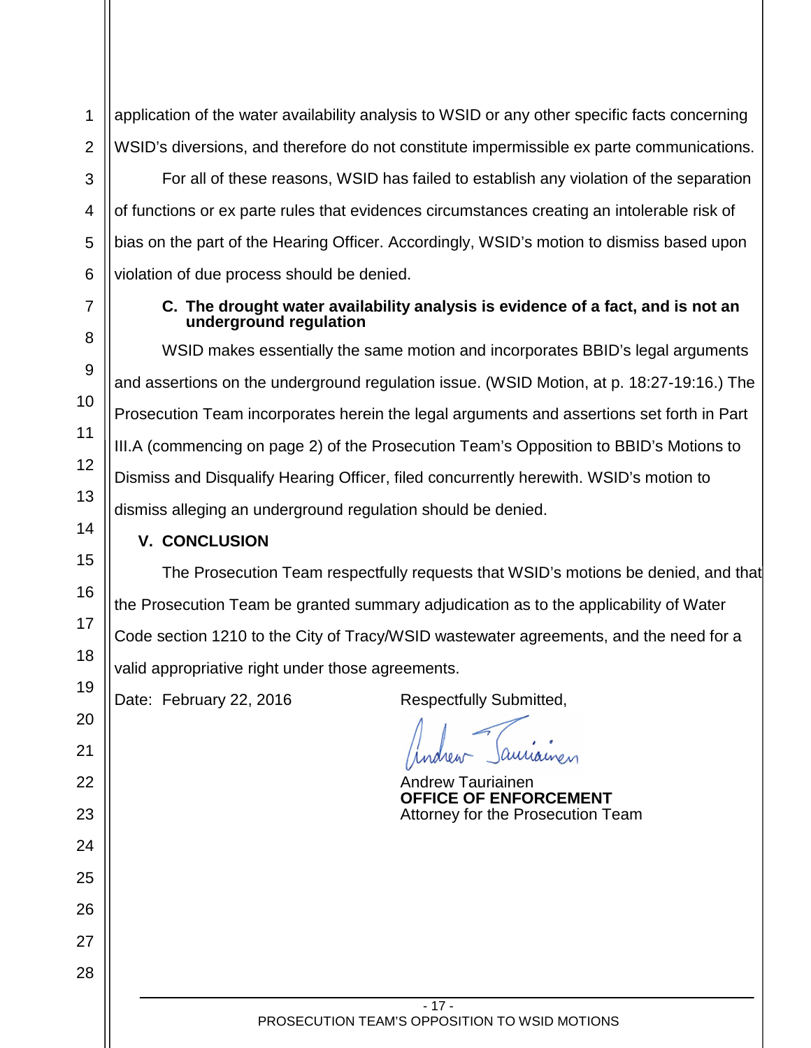application of the water availability analysis to WSID or any other specific facts concerning WSID's diversions, and therefore do not constitute impermissible ex parte communications.

For all of these reasons, WSID has failed to establish any violation of the separation of functions or ex parte rules that evidences circumstances creating an intolerable risk of bias on the part of the Hearing Officer. Accordingly, WSID's motion to dismiss based upon violation of due process should be denied.

### C. The drought water availability analysis is evidence of a fact, and is not an underground regulation

WSID makes essentially the same motion and incorporates BBID's legal arguments and assertions on the underground regulation issue. (WSID Motion, at p. 18:27-19:16.) The Prosecution Team incorporates herein the legal arguments and assertions set forth in Part III.A (commencing on page 2) of the Prosecution Team's Opposition to BBID's Motions to Dismiss and Disqualify Hearing Officer, filed concurrently herewith. WSID's motion to dismiss alleging an underground regulation should be denied.

## V. CONCLUSION

The Prosecution Team respectfully requests that WSID's motions be denied, and that the Prosecution Team be granted summary adjudication as to the applicability of Water Code section 1210 to the City of Tracy/WSID wastewater agreements, and the need for a valid appropriative right under those agreements.

Date: February 22, 2016

Respectfully Submitted,

Andrew Tauriainen
**OFFICE OF ENFORCEMENT**
Attorney for the Prosecution Team